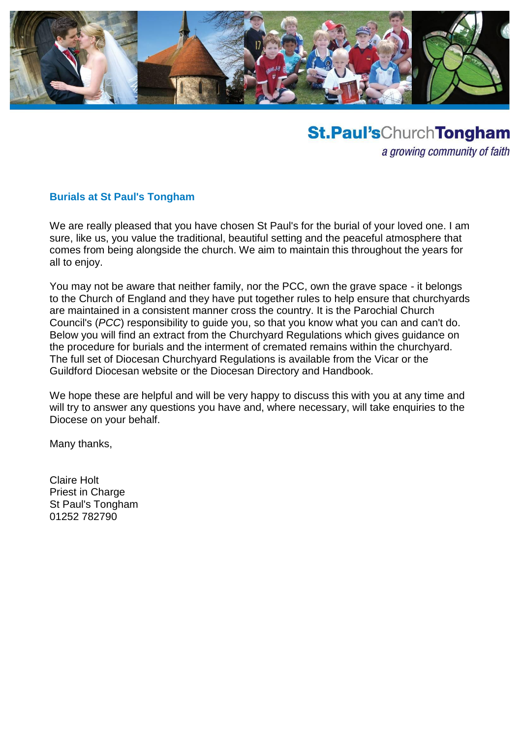**St.Paul's**Church**Tongham**

*a growing community of faith*

## Burials at St Paul's Tongham

We are really pleased that you have chosen St Paul's for the burial of your loved one. I am sure, like us, you value the traditional, beautiful setting and the peaceful atmosphere that comes from being alongside the church. We aim to maintain this throughout the years for all to enjoy.

You may not be aware that neither family, nor the PCC, own the grave space - it belongs to the Church of England and they have put together rules to help ensure that churchyards are maintained in a consistent manner cross the country. It is the Parochial Church Council's (*PCC*) responsibility to guide you, so that you know what you can and can't do. Below you will find an extract from the Churchyard Regulations which gives guidance on the procedure for burials and the interment of cremated remains within the churchyard. The full set of Diocesan Churchyard Regulations is available from the Vicar or the Guildford Diocesan website or the Diocesan Directory and Handbook.

We hope these are helpful and will be very happy to discuss this with you at any time and will try to answer any questions you have and, where necessary, will take enquiries to the Diocese on your behalf.

Many thanks,

Claire Holt
Priest in Charge
St Paul's Tongham
01252 782790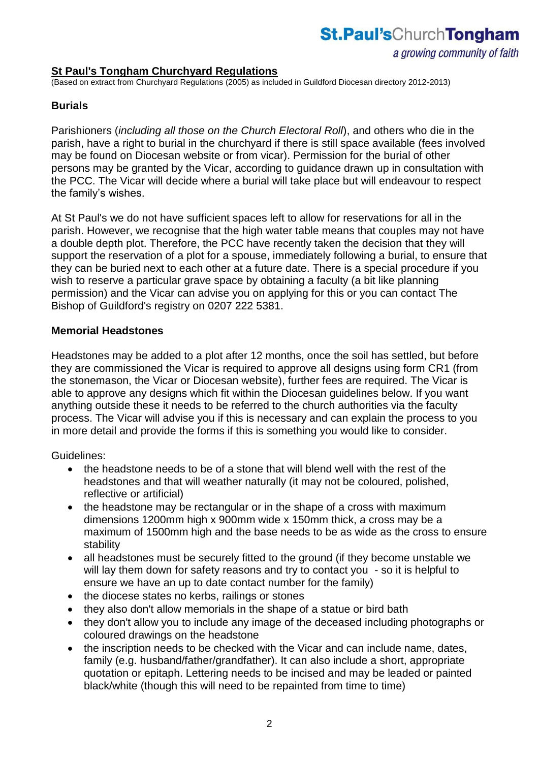## St Paul's Tongham Churchyard Regulations

(Based on extract from Churchyard Regulations (2005) as included in Guildford Diocesan directory 2012-2013)

### Burials

Parishioners (*including all those on the Church Electoral Roll*), and others who die in the parish, have a right to burial in the churchyard if there is still space available (fees involved may be found on Diocesan website or from vicar). Permission for the burial of other persons may be granted by the Vicar, according to guidance drawn up in consultation with the PCC. The Vicar will decide where a burial will take place but will endeavour to respect the family's wishes.

At St Paul's we do not have sufficient spaces left to allow for reservations for all in the parish. However, we recognise that the high water table means that couples may not have a double depth plot. Therefore, the PCC have recently taken the decision that they will support the reservation of a plot for a spouse, immediately following a burial, to ensure that they can be buried next to each other at a future date. There is a special procedure if you wish to reserve a particular grave space by obtaining a faculty (a bit like planning permission) and the Vicar can advise you on applying for this or you can contact The Bishop of Guildford's registry on 0207 222 5381.

### Memorial Headstones

Headstones may be added to a plot after 12 months, once the soil has settled, but before they are commissioned the Vicar is required to approve all designs using form CR1 (from the stonemason, the Vicar or Diocesan website), further fees are required. The Vicar is able to approve any designs which fit within the Diocesan guidelines below. If you want anything outside these it needs to be referred to the church authorities via the faculty process. The Vicar will advise you if this is necessary and can explain the process to you in more detail and provide the forms if this is something you would like to consider.

Guidelines:

- the headstone needs to be of a stone that will blend well with the rest of the headstones and that will weather naturally (it may not be coloured, polished, reflective or artificial)
- the headstone may be rectangular or in the shape of a cross with maximum dimensions 1200mm high x 900mm wide x 150mm thick, a cross may be a maximum of 1500mm high and the base needs to be as wide as the cross to ensure stability
- all headstones must be securely fitted to the ground (if they become unstable we will lay them down for safety reasons and try to contact you - so it is helpful to ensure we have an up to date contact number for the family)
- the diocese states no kerbs, railings or stones
- they also don't allow memorials in the shape of a statue or bird bath
- they don't allow you to include any image of the deceased including photographs or coloured drawings on the headstone
- the inscription needs to be checked with the Vicar and can include name, dates, family (e.g. husband/father/grandfather). It can also include a short, appropriate quotation or epitaph. Lettering needs to be incised and may be leaded or painted black/white (though this will need to be repainted from time to time)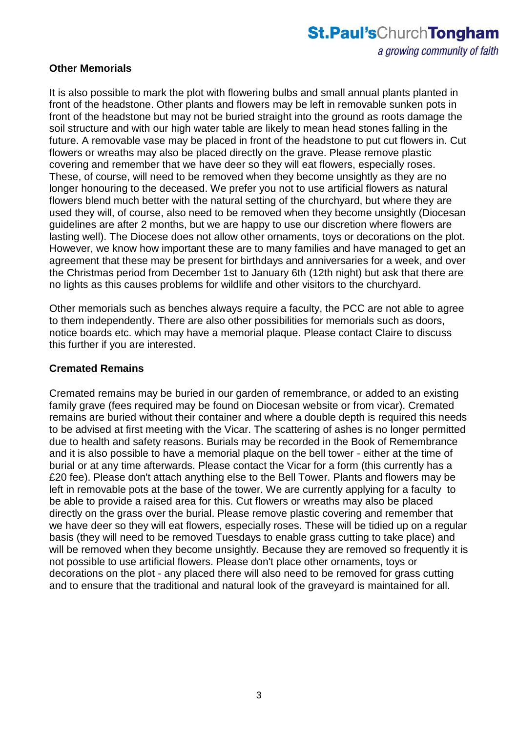## Other Memorials

It is also possible to mark the plot with flowering bulbs and small annual plants planted in front of the headstone. Other plants and flowers may be left in removable sunken pots in front of the headstone but may not be buried straight into the ground as roots damage the soil structure and with our high water table are likely to mean head stones falling in the future. A removable vase may be placed in front of the headstone to put cut flowers in. Cut flowers or wreaths may also be placed directly on the grave. Please remove plastic covering and remember that we have deer so they will eat flowers, especially roses. These, of course, will need to be removed when they become unsightly as they are no longer honouring to the deceased. We prefer you not to use artificial flowers as natural flowers blend much better with the natural setting of the churchyard, but where they are used they will, of course, also need to be removed when they become unsightly (Diocesan guidelines are after 2 months, but we are happy to use our discretion where flowers are lasting well). The Diocese does not allow other ornaments, toys or decorations on the plot. However, we know how important these are to many families and have managed to get an agreement that these may be present for birthdays and anniversaries for a week, and over the Christmas period from December 1st to January 6th (12th night) but ask that there are no lights as this causes problems for wildlife and other visitors to the churchyard.

Other memorials such as benches always require a faculty, the PCC are not able to agree to them independently. There are also other possibilities for memorials such as doors, notice boards etc. which may have a memorial plaque. Please contact Claire to discuss this further if you are interested.

## Cremated Remains

Cremated remains may be buried in our garden of remembrance, or added to an existing family grave (fees required may be found on Diocesan website or from vicar). Cremated remains are buried without their container and where a double depth is required this needs to be advised at first meeting with the Vicar. The scattering of ashes is no longer permitted due to health and safety reasons. Burials may be recorded in the Book of Remembrance and it is also possible to have a memorial plaque on the bell tower - either at the time of burial or at any time afterwards. Please contact the Vicar for a form (this currently has a £20 fee). Please don't attach anything else to the Bell Tower. Plants and flowers may be left in removable pots at the base of the tower. We are currently applying for a faculty to be able to provide a raised area for this. Cut flowers or wreaths may also be placed directly on the grass over the burial. Please remove plastic covering and remember that we have deer so they will eat flowers, especially roses. These will be tidied up on a regular basis (they will need to be removed Tuesdays to enable grass cutting to take place) and will be removed when they become unsightly. Because they are removed so frequently it is not possible to use artificial flowers. Please don't place other ornaments, toys or decorations on the plot - any placed there will also need to be removed for grass cutting and to ensure that the traditional and natural look of the graveyard is maintained for all.